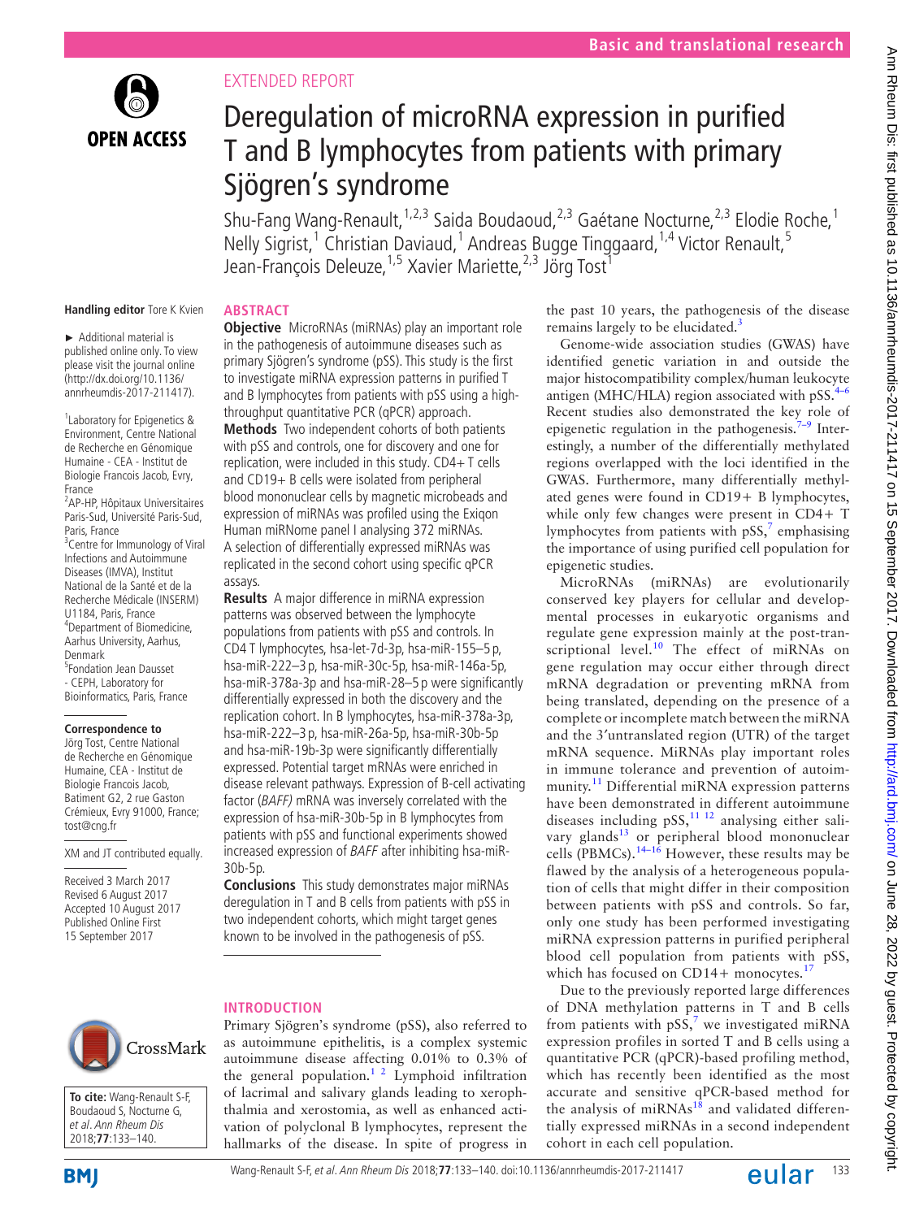EXTENDED REPORT

# Deregulation of microRNA expression in purified T and B lymphocytes from patients with primary Sjögren's syndrome

Shu-Fang Wang-Renault,[1,2,3] Saida Boudaoud,[2,3] Gaétane Nocturne,[2,3] Elodie Roche,[1] Nelly Sigrist,[1] Christian Daviaud,[1] Andreas Bugge Tinggaard,[1,4] Victor Renault,[5] Jean-François Deleuze,[1,5] Xavier Mariette,[2,3] Jörg Tost[1]

**Handling editor** Tore K Kvien

► Additional material is published online only. To view please visit the journal online (http://dx.doi.org/10.1136/annrheumdis-2017-211417).

[1]Laboratory for Epigenetics & Environment, Centre National de Recherche en Génomique Humaine - CEA - Institut de Biologie Francois Jacob, Evry, France
[2]AP-HP, Hôpitaux Universitaires Paris-Sud, Université Paris-Sud, Paris, France
[3]Centre for Immunology of Viral Infections and Autoimmune Diseases (IMVA), Institut National de la Santé et de la Recherche Médicale (INSERM) U1184, Paris, France
[4]Department of Biomedicine, Aarhus University, Aarhus, Denmark
[5]Fondation Jean Dausset - CEPH, Laboratory for Bioinformatics, Paris, France

**Correspondence to**
Jörg Tost, Centre National de Recherche en Génomique Humaine, CEA - Institut de Biologie Francois Jacob, Batiment G2, 2 rue Gaston Crémieux, Evry 91000, France; tost@cng.fr

XM and JT contributed equally.

Received 3 March 2017
Revised 6 August 2017
Accepted 10 August 2017
Published Online First 15 September 2017

**To cite:** Wang-Renault S-F, Boudaoud S, Nocturne G, et al. *Ann Rheum Dis* 2018;**77**:133–140.

## ABSTRACT

**Objective** MicroRNAs (miRNAs) play an important role in the pathogenesis of autoimmune diseases such as primary Sjögren's syndrome (pSS). This study is the first to investigate miRNA expression patterns in purified T and B lymphocytes from patients with pSS using a high-throughput quantitative PCR (qPCR) approach.

**Methods** Two independent cohorts of both patients with pSS and controls, one for discovery and one for replication, were included in this study. CD4+ T cells and CD19+ B cells were isolated from peripheral blood mononuclear cells by magnetic microbeads and expression of miRNAs was profiled using the Exiqon Human miRNome panel I analysing 372 miRNAs. A selection of differentially expressed miRNAs was replicated in the second cohort using specific qPCR assays.

**Results** A major difference in miRNA expression patterns was observed between the lymphocyte populations from patients with pSS and controls. In CD4 T lymphocytes, hsa-let-7d-3p, hsa-miR-155–5 p, hsa-miR-222–3 p, hsa-miR-30c-5p, hsa-miR-146a-5p, hsa-miR-378a-3p and hsa-miR-28–5 p were significantly differentially expressed in both the discovery and the replication cohort. In B lymphocytes, hsa-miR-378a-3p, hsa-miR-222–3 p, hsa-miR-26a-5p, hsa-miR-30b-5p and hsa-miR-19b-3p were significantly differentially expressed. Potential target mRNAs were enriched in disease relevant pathways. Expression of B-cell activating factor (*BAFF*) mRNA was inversely correlated with the expression of hsa-miR-30b-5p in B lymphocytes from patients with pSS and functional experiments showed increased expression of *BAFF* after inhibiting hsa-miR-30b-5p.

**Conclusions** This study demonstrates major miRNAs deregulation in T and B cells from patients with pSS in two independent cohorts, which might target genes known to be involved in the pathogenesis of pSS.

## INTRODUCTION

Primary Sjögren's syndrome (pSS), also referred to as autoimmune epithelitis, is a complex systemic autoimmune disease affecting 0.01% to 0.3% of the general population.[1 2] Lymphoid infiltration of lacrimal and salivary glands leading to xerophthalmia and xerostomia, as well as enhanced activation of polyclonal B lymphocytes, represent the hallmarks of the disease. In spite of progress in the past 10 years, the pathogenesis of the disease remains largely to be elucidated.[3]

Genome-wide association studies (GWAS) have identified genetic variation in and outside the major histocompatibility complex/human leukocyte antigen (MHC/HLA) region associated with pSS.[4–6] Recent studies also demonstrated the key role of epigenetic regulation in the pathogenesis.[7–9] Interestingly, a number of the differentially methylated regions overlapped with the loci identified in the GWAS. Furthermore, many differentially methylated genes were found in CD19+ B lymphocytes, while only few changes were present in CD4+ T lymphocytes from patients with pSS,[7] emphasising the importance of using purified cell population for epigenetic studies.

MicroRNAs (miRNAs) are evolutionarily conserved key players for cellular and developmental processes in eukaryotic organisms and regulate gene expression mainly at the post-transcriptional level.[10] The effect of miRNAs on gene regulation may occur either through direct mRNA degradation or preventing mRNA from being translated, depending on the presence of a complete or incomplete match between the miRNA and the 3′untranslated region (UTR) of the target mRNA sequence. MiRNAs play important roles in immune tolerance and prevention of autoimmunity.[11] Differential miRNA expression patterns have been demonstrated in different autoimmune diseases including pSS,[11 12] analysing either salivary glands[13] or peripheral blood mononuclear cells (PBMCs).[14–16] However, these results may be flawed by the analysis of a heterogeneous population of cells that might differ in their composition between patients with pSS and controls. So far, only one study has been performed investigating miRNA expression patterns in purified peripheral blood cell population from patients with pSS, which has focused on CD14+ monocytes.[17]

Due to the previously reported large differences of DNA methylation patterns in T and B cells from patients with pSS,[7] we investigated miRNA expression profiles in sorted T and B cells using a quantitative PCR (qPCR)-based profiling method, which has recently been identified as the most accurate and sensitive qPCR-based method for the analysis of miRNAs[18] and validated differentially expressed miRNAs in a second independent cohort in each cell population.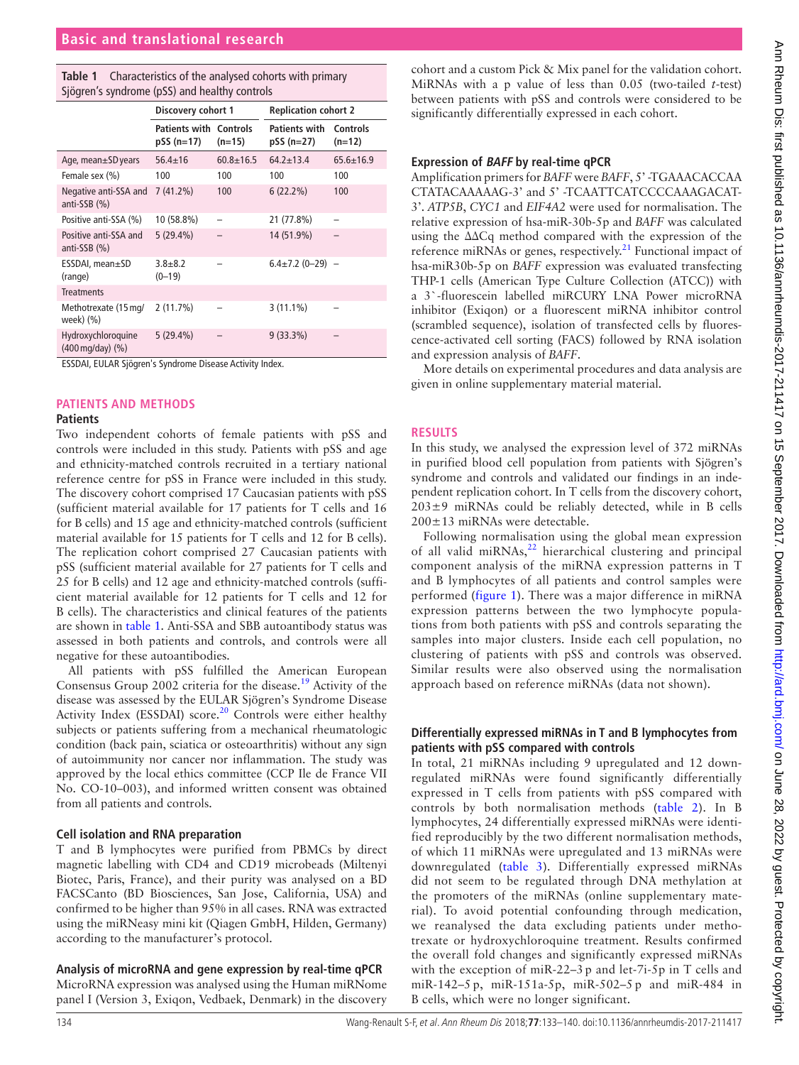**Table 1** Characteristics of the analysed cohorts with primary Sjögren's syndrome (pSS) and healthy controls

| | Discovery cohort 1 | | Replication cohort 2 | |
|---|---|---|---|---|
| | Patients with pSS (n=17) | Controls (n=15) | Patients with pSS (n=27) | Controls (n=12) |
| Age, mean±SD years | 56.4±16 | 60.8±16.5 | 64.2±13.4 | 65.6±16.9 |
| Female sex (%) | 100 | 100 | 100 | 100 |
| Negative anti-SSA and anti-SSB (%) | 7 (41.2%) | 100 | 6 (22.2%) | 100 |
| Positive anti-SSA (%) | 10 (58.8%) | – | 21 (77.8%) | – |
| Positive anti-SSA and anti-SSB (%) | 5 (29.4%) | – | 14 (51.9%) | – |
| ESSDAI, mean±SD (range) | 3.8±8.2 (0–19) | – | 6.4±7.2 (0–29) | – |
| Treatments | | | | |
| Methotrexate (15 mg/week) (%) | 2 (11.7%) | – | 3 (11.1%) | – |
| Hydroxychloroquine (400 mg/day) (%) | 5 (29.4%) | – | 9 (33.3%) | – |

ESSDAI, EULAR Sjögren's Syndrome Disease Activity Index.

## PATIENTS AND METHODS

### Patients

Two independent cohorts of female patients with pSS and controls were included in this study. Patients with pSS and age and ethnicity-matched controls recruited in a tertiary national reference centre for pSS in France were included in this study. The discovery cohort comprised 17 Caucasian patients with pSS (sufficient material available for 17 patients for T cells and 16 for B cells) and 15 age and ethnicity-matched controls (sufficient material available for 15 patients for T cells and 12 for B cells). The replication cohort comprised 27 Caucasian patients with pSS (sufficient material available for 27 patients for T cells and 25 for B cells) and 12 age and ethnicity-matched controls (sufficient material available for 12 patients for T cells and 12 for B cells). The characteristics and clinical features of the patients are shown in table 1. Anti-SSA and SBB autoantibody status was assessed in both patients and controls, and controls were all negative for these autoantibodies.

All patients with pSS fulfilled the American European Consensus Group 2002 criteria for the disease.[19] Activity of the disease was assessed by the EULAR Sjögren's Syndrome Disease Activity Index (ESSDAI) score.[20] Controls were either healthy subjects or patients suffering from a mechanical rheumatologic condition (back pain, sciatica or osteoarthritis) without any sign of autoimmunity nor cancer nor inflammation. The study was approved by the local ethics committee (CCP Ile de France VII No. CO-10–003), and informed written consent was obtained from all patients and controls.

### Cell isolation and RNA preparation

T and B lymphocytes were purified from PBMCs by direct magnetic labelling with CD4 and CD19 microbeads (Miltenyi Biotec, Paris, France), and their purity was analysed on a BD FACSCanto (BD Biosciences, San Jose, California, USA) and confirmed to be higher than 95% in all cases. RNA was extracted using the miRNeasy mini kit (Qiagen GmbH, Hilden, Germany) according to the manufacturer's protocol.

### Analysis of microRNA and gene expression by real-time qPCR

MicroRNA expression was analysed using the Human miRNome panel I (Version 3, Exiqon, Vedbaek, Denmark) in the discovery cohort and a custom Pick & Mix panel for the validation cohort. MiRNAs with a p value of less than 0.05 (two-tailed *t*-test) between patients with pSS and controls were considered to be significantly differentially expressed in each cohort.

### Expression of *BAFF* by real-time qPCR

Amplification primers for *BAFF* were *BAFF*, 5' -TGAAACACCAA CTATACAAAAG-3' and 5' -TCAATTCATCCCCAAAGACAT-3'. *ATP5B*, *CYC1* and *EIF4A2* were used for normalisation. The relative expression of hsa-miR-30b-5p and *BAFF* was calculated using the ΔΔCq method compared with the expression of the reference miRNAs or genes, respectively.[21] Functional impact of hsa-miR30b-5p on *BAFF* expression was evaluated transfecting THP-1 cells (American Type Culture Collection (ATCC)) with a 3`-fluorescein labelled miRCURY LNA Power microRNA inhibitor (Exiqon) or a fluorescent miRNA inhibitor control (scrambled sequence), isolation of transfected cells by fluorescence-activated cell sorting (FACS) followed by RNA isolation and expression analysis of *BAFF*.

More details on experimental procedures and data analysis are given in online supplementary material material.

## RESULTS

In this study, we analysed the expression level of 372 miRNAs in purified blood cell population from patients with Sjögren's syndrome and controls and validated our findings in an independent replication cohort. In T cells from the discovery cohort, 203±9 miRNAs could be reliably detected, while in B cells 200±13 miRNAs were detectable.

Following normalisation using the global mean expression of all valid miRNAs,[22] hierarchical clustering and principal component analysis of the miRNA expression patterns in T and B lymphocytes of all patients and control samples were performed (figure 1). There was a major difference in miRNA expression patterns between the two lymphocyte populations from both patients with pSS and controls separating the samples into major clusters. Inside each cell population, no clustering of patients with pSS and controls was observed. Similar results were also observed using the normalisation approach based on reference miRNAs (data not shown).

### Differentially expressed miRNAs in T and B lymphocytes from patients with pSS compared with controls

In total, 21 miRNAs including 9 upregulated and 12 downregulated miRNAs were found significantly differentially expressed in T cells from patients with pSS compared with controls by both normalisation methods (table 2). In B lymphocytes, 24 differentially expressed miRNAs were identified reproducibly by the two different normalisation methods, of which 11 miRNAs were upregulated and 13 miRNAs were downregulated (table 3). Differentially expressed miRNAs did not seem to be regulated through DNA methylation at the promoters of the miRNAs (online supplementary material). To avoid potential confounding through medication, we reanalysed the data excluding patients under methotrexate or hydroxychloroquine treatment. Results confirmed the overall fold changes and significantly expressed miRNAs with the exception of miR-22–3 p and let-7i-5p in T cells and miR-142–5 p, miR-151a-5p, miR-502–5 p and miR-484 in B cells, which were no longer significant.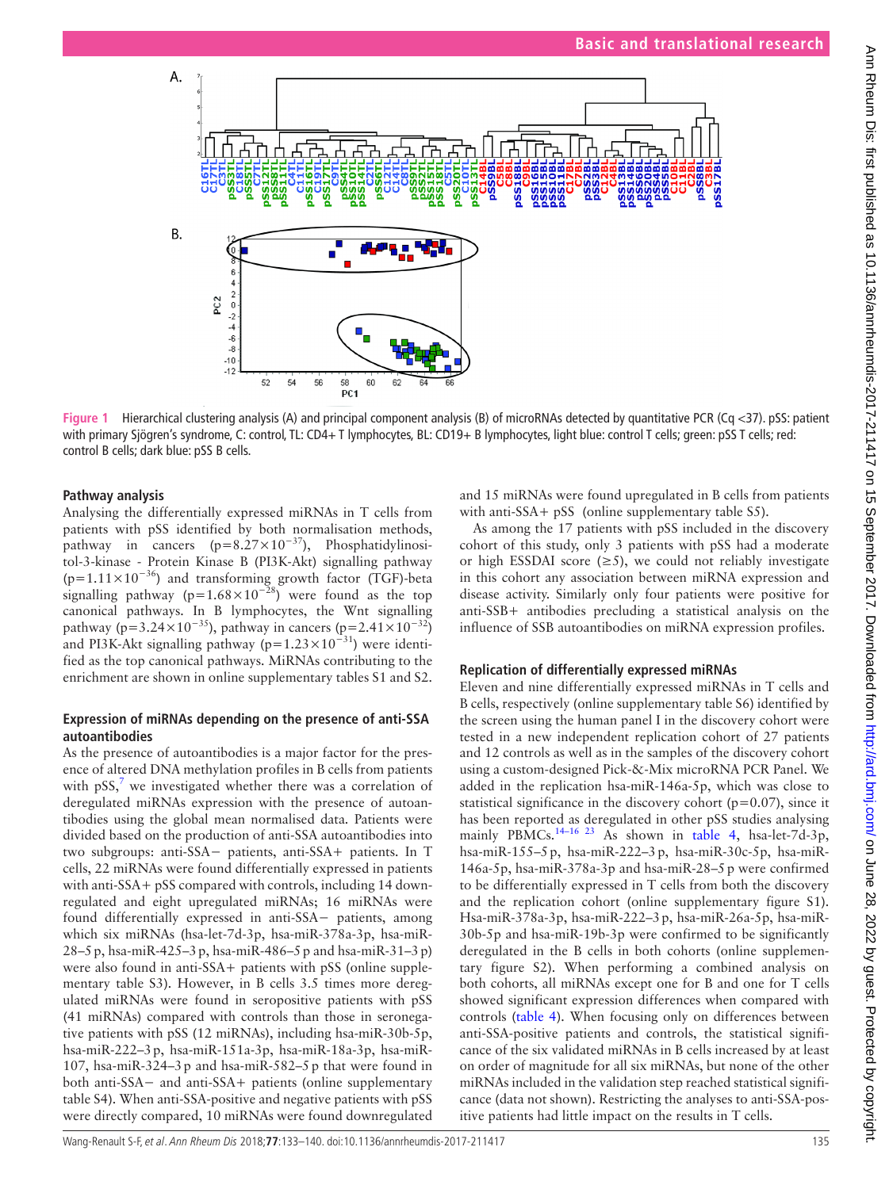Figure 1 Hierarchical clustering analysis (A) and principal component analysis (B) of microRNAs detected by quantitative PCR (Cq <37). pSS: patient with primary Sjögren's syndrome, C: control, TL: CD4+ T lymphocytes, BL: CD19+ B lymphocytes, light blue: control T cells; green: pSS T cells; red: control B cells; dark blue: pSS B cells.

### Pathway analysis

Analysing the differentially expressed miRNAs in T cells from patients with pSS identified by both normalisation methods, pathway in cancers ($p=8.27\times10^{-37}$), Phosphatidylinositol-3-kinase - Protein Kinase B (PI3K-Akt) signalling pathway ($p=1.11\times10^{-36}$) and transforming growth factor (TGF)-beta signalling pathway ($p=1.68\times10^{-28}$) were found as the top canonical pathways. In B lymphocytes, the Wnt signalling pathway ($p=3.24\times10^{-35}$), pathway in cancers ($p=2.41\times10^{-32}$) and PI3K-Akt signalling pathway ($p=1.23\times10^{-31}$) were identified as the top canonical pathways. MiRNAs contributing to the enrichment are shown in online supplementary tables S1 and S2.

### Expression of miRNAs depending on the presence of anti-SSA autoantibodies

As the presence of autoantibodies is a major factor for the presence of altered DNA methylation profiles in B cells from patients with pSS,[7] we investigated whether there was a correlation of deregulated miRNAs expression with the presence of autoantibodies using the global mean normalised data. Patients were divided based on the production of anti-SSA autoantibodies into two subgroups: anti-SSA− patients, anti-SSA+ patients. In T cells, 22 miRNAs were found differentially expressed in patients with anti-SSA+ pSS compared with controls, including 14 downregulated and eight upregulated miRNAs; 16 miRNAs were found differentially expressed in anti-SSA− patients, among which six miRNAs (hsa-let-7d-3p, hsa-miR-378a-3p, hsa-miR-28–5 p, hsa-miR-425–3 p, hsa-miR-486–5 p and hsa-miR-31–3 p) were also found in anti-SSA+ patients with pSS (online supplementary table S3). However, in B cells 3.5 times more deregulated miRNAs were found in seropositive patients with pSS (41 miRNAs) compared with controls than those in seronegative patients with pSS (12 miRNAs), including hsa-miR-30b-5p, hsa-miR-222–3 p, hsa-miR-151a-3p, hsa-miR-18a-3p, hsa-miR-107, hsa-miR-324–3 p and hsa-miR-582–5 p that were found in both anti-SSA− and anti-SSA+ patients (online supplementary table S4). When anti-SSA-positive and negative patients with pSS were directly compared, 10 miRNAs were found downregulated and 15 miRNAs were found upregulated in B cells from patients with anti-SSA+ pSS (online supplementary table S5).

As among the 17 patients with pSS included in the discovery cohort of this study, only 3 patients with pSS had a moderate or high ESSDAI score (≥5), we could not reliably investigate in this cohort any association between miRNA expression and disease activity. Similarly only four patients were positive for anti-SSB+ antibodies precluding a statistical analysis on the influence of SSB autoantibodies on miRNA expression profiles.

### Replication of differentially expressed miRNAs

Eleven and nine differentially expressed miRNAs in T cells and B cells, respectively (online supplementary table S6) identified by the screen using the human panel I in the discovery cohort were tested in a new independent replication cohort of 27 patients and 12 controls as well as in the samples of the discovery cohort using a custom-designed Pick-&-Mix microRNA PCR Panel. We added in the replication hsa-miR-146a-5p, which was close to statistical significance in the discovery cohort ($p=0.07$), since it has been reported as deregulated in other pSS studies analysing mainly PBMCs.[14–16 23] As shown in table 4, hsa-let-7d-3p, hsa-miR-155–5 p, hsa-miR-222–3 p, hsa-miR-30c-5p, hsa-miR-146a-5p, hsa-miR-378a-3p and hsa-miR-28–5 p were confirmed to be differentially expressed in T cells from both the discovery and the replication cohort (online supplementary figure S1). Hsa-miR-378a-3p, hsa-miR-222–3 p, hsa-miR-26a-5p, hsa-miR-30b-5p and hsa-miR-19b-3p were confirmed to be significantly deregulated in the B cells in both cohorts (online supplementary figure S2). When performing a combined analysis on both cohorts, all miRNAs except one for B and one for T cells showed significant expression differences when compared with controls (table 4). When focusing only on differences between anti-SSA-positive patients and controls, the statistical significance of the six validated miRNAs in B cells increased by at least on order of magnitude for all six miRNAs, but none of the other miRNAs included in the validation step reached statistical significance (data not shown). Restricting the analyses to anti-SSA-positive patients had little impact on the results in T cells.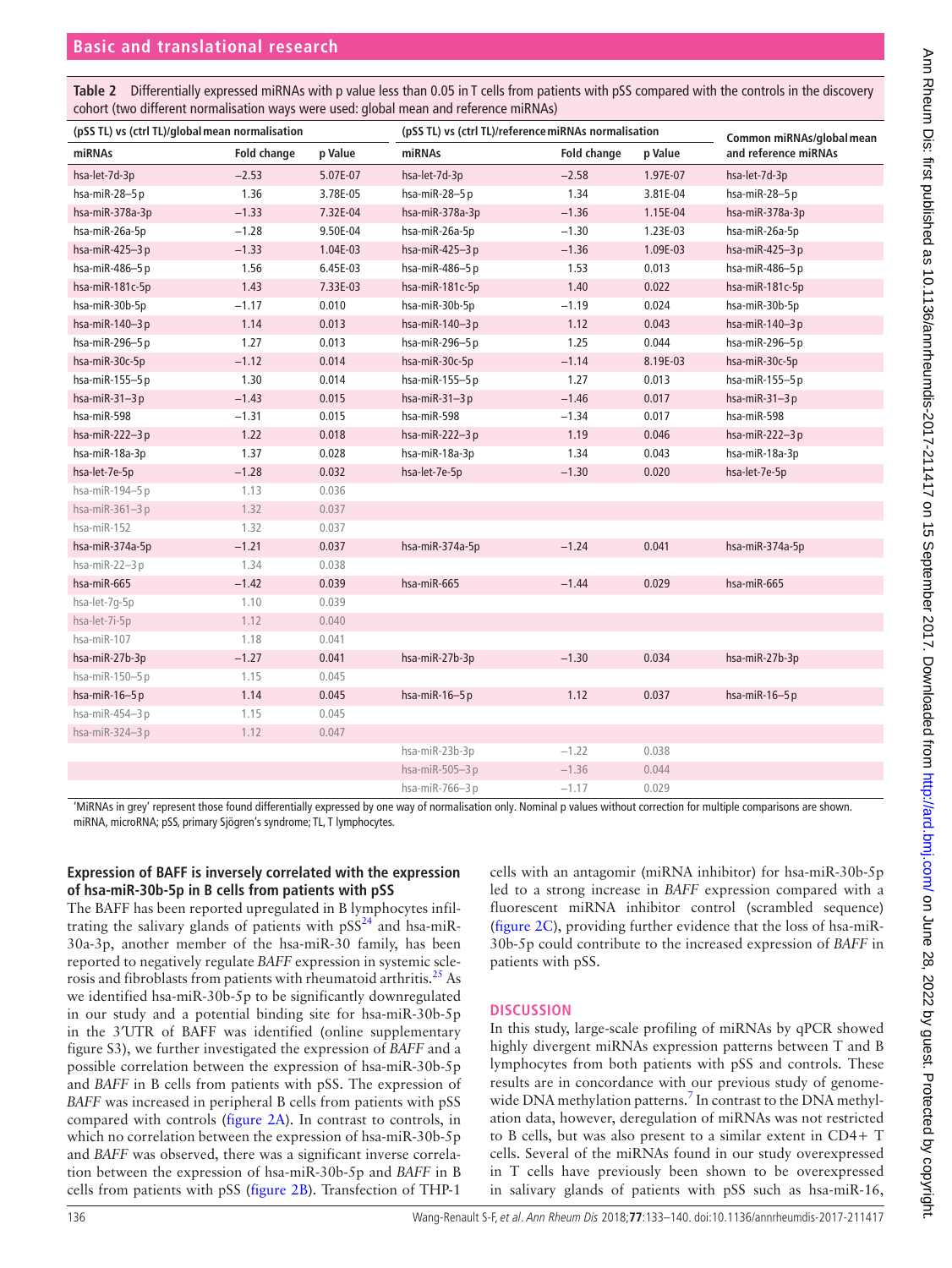**Table 2** Differentially expressed miRNAs with p value less than 0.05 in T cells from patients with pSS compared with the controls in the discovery cohort (two different normalisation ways were used: global mean and reference miRNAs)

| (pSS TL) vs (ctrl TL)/global mean normalisation | | | (pSS TL) vs (ctrl TL)/reference miRNAs normalisation | | | Common miRNAs/global mean and reference miRNAs |
|---|---|---|---|---|---|---|
| miRNAs | Fold change | p Value | miRNAs | Fold change | p Value | |
| hsa-let-7d-3p | −2.53 | 5.07E-07 | hsa-let-7d-3p | −2.58 | 1.97E-07 | hsa-let-7d-3p |
| hsa-miR-28–5p | 1.36 | 3.78E-05 | hsa-miR-28–5p | 1.34 | 3.81E-04 | hsa-miR-28–5p |
| hsa-miR-378a-3p | −1.33 | 7.32E-04 | hsa-miR-378a-3p | −1.36 | 1.15E-04 | hsa-miR-378a-3p |
| hsa-miR-26a-5p | −1.28 | 9.50E-04 | hsa-miR-26a-5p | −1.30 | 1.23E-03 | hsa-miR-26a-5p |
| hsa-miR-425–3p | −1.33 | 1.04E-03 | hsa-miR-425–3p | −1.36 | 1.09E-03 | hsa-miR-425–3p |
| hsa-miR-486–5p | 1.56 | 6.45E-03 | hsa-miR-486–5p | 1.53 | 0.013 | hsa-miR-486–5p |
| hsa-miR-181c-5p | 1.43 | 7.33E-03 | hsa-miR-181c-5p | 1.40 | 0.022 | hsa-miR-181c-5p |
| hsa-miR-30b-5p | −1.17 | 0.010 | hsa-miR-30b-5p | −1.19 | 0.024 | hsa-miR-30b-5p |
| hsa-miR-140–3p | 1.14 | 0.013 | hsa-miR-140–3p | 1.12 | 0.043 | hsa-miR-140–3p |
| hsa-miR-296–5p | 1.27 | 0.013 | hsa-miR-296–5p | 1.25 | 0.044 | hsa-miR-296–5p |
| hsa-miR-30c-5p | −1.12 | 0.014 | hsa-miR-30c-5p | −1.14 | 8.19E-03 | hsa-miR-30c-5p |
| hsa-miR-155–5p | 1.30 | 0.014 | hsa-miR-155–5p | 1.27 | 0.013 | hsa-miR-155–5p |
| hsa-miR-31–3p | −1.43 | 0.015 | hsa-miR-31–3p | −1.46 | 0.017 | hsa-miR-31–3p |
| hsa-miR-598 | −1.31 | 0.015 | hsa-miR-598 | −1.34 | 0.017 | hsa-miR-598 |
| hsa-miR-222–3p | 1.22 | 0.018 | hsa-miR-222–3p | 1.19 | 0.046 | hsa-miR-222–3p |
| hsa-miR-18a-3p | 1.37 | 0.028 | hsa-miR-18a-3p | 1.34 | 0.043 | hsa-miR-18a-3p |
| hsa-let-7e-5p | −1.28 | 0.032 | hsa-let-7e-5p | −1.30 | 0.020 | hsa-let-7e-5p |
| hsa-miR-194–5p | 1.13 | 0.036 | | | | |
| hsa-miR-361–3p | 1.32 | 0.037 | | | | |
| hsa-miR-152 | 1.32 | 0.037 | | | | |
| hsa-miR-374a-5p | −1.21 | 0.037 | hsa-miR-374a-5p | −1.24 | 0.041 | hsa-miR-374a-5p |
| hsa-miR-22–3p | 1.34 | 0.038 | | | | |
| hsa-miR-665 | −1.42 | 0.039 | hsa-miR-665 | −1.44 | 0.029 | hsa-miR-665 |
| hsa-let-7g-5p | 1.10 | 0.039 | | | | |
| hsa-let-7i-5p | 1.12 | 0.040 | | | | |
| hsa-miR-107 | 1.18 | 0.041 | | | | |
| hsa-miR-27b-3p | −1.27 | 0.041 | hsa-miR-27b-3p | −1.30 | 0.034 | hsa-miR-27b-3p |
| hsa-miR-150–5p | 1.15 | 0.045 | | | | |
| hsa-miR-16–5p | 1.14 | 0.045 | hsa-miR-16–5p | 1.12 | 0.037 | hsa-miR-16–5p |
| hsa-miR-454–3p | 1.15 | 0.045 | | | | |
| hsa-miR-324–3p | 1.12 | 0.047 | | | | |
| | | | hsa-miR-23b-3p | −1.22 | 0.038 | |
| | | | hsa-miR-505–3p | −1.36 | 0.044 | |
| | | | hsa-miR-766–3p | −1.17 | 0.029 | |

'MiRNAs in grey' represent those found differentially expressed by one way of normalisation only. Nominal p values without correction for multiple comparisons are shown.
miRNA, microRNA; pSS, primary Sjögren's syndrome; TL, T lymphocytes.

### Expression of BAFF is inversely correlated with the expression of hsa-miR-30b-5p in B cells from patients with pSS

The BAFF has been reported upregulated in B lymphocytes infiltrating the salivary glands of patients with pSS[24] and hsa-miR-30a-3p, another member of the hsa-miR-30 family, has been reported to negatively regulate *BAFF* expression in systemic sclerosis and fibroblasts from patients with rheumatoid arthritis.[25] As we identified hsa-miR-30b-5p to be significantly downregulated in our study and a potential binding site for hsa-miR-30b-5p in the 3′UTR of BAFF was identified (online supplementary figure S3), we further investigated the expression of *BAFF* and a possible correlation between the expression of hsa-miR-30b-5p and *BAFF* in B cells from patients with pSS. The expression of *BAFF* was increased in peripheral B cells from patients with pSS compared with controls (figure 2A). In contrast to controls, in which no correlation between the expression of hsa-miR-30b-5p and *BAFF* was observed, there was a significant inverse correlation between the expression of hsa-miR-30b-5p and *BAFF* in B cells from patients with pSS (figure 2B). Transfection of THP-1 cells with an antagomir (miRNA inhibitor) for hsa-miR-30b-5p led to a strong increase in *BAFF* expression compared with a fluorescent miRNA inhibitor control (scrambled sequence) (figure 2C), providing further evidence that the loss of hsa-miR-30b-5p could contribute to the increased expression of *BAFF* in patients with pSS.

## DISCUSSION

In this study, large-scale profiling of miRNAs by qPCR showed highly divergent miRNAs expression patterns between T and B lymphocytes from both patients with pSS and controls. These results are in concordance with our previous study of genome-wide DNA methylation patterns.[7] In contrast to the DNA methylation data, however, deregulation of miRNAs was not restricted to B cells, but was also present to a similar extent in CD4+ T cells. Several of the miRNAs found in our study overexpressed in T cells have previously been shown to be overexpressed in salivary glands of patients with pSS such as hsa-miR-16,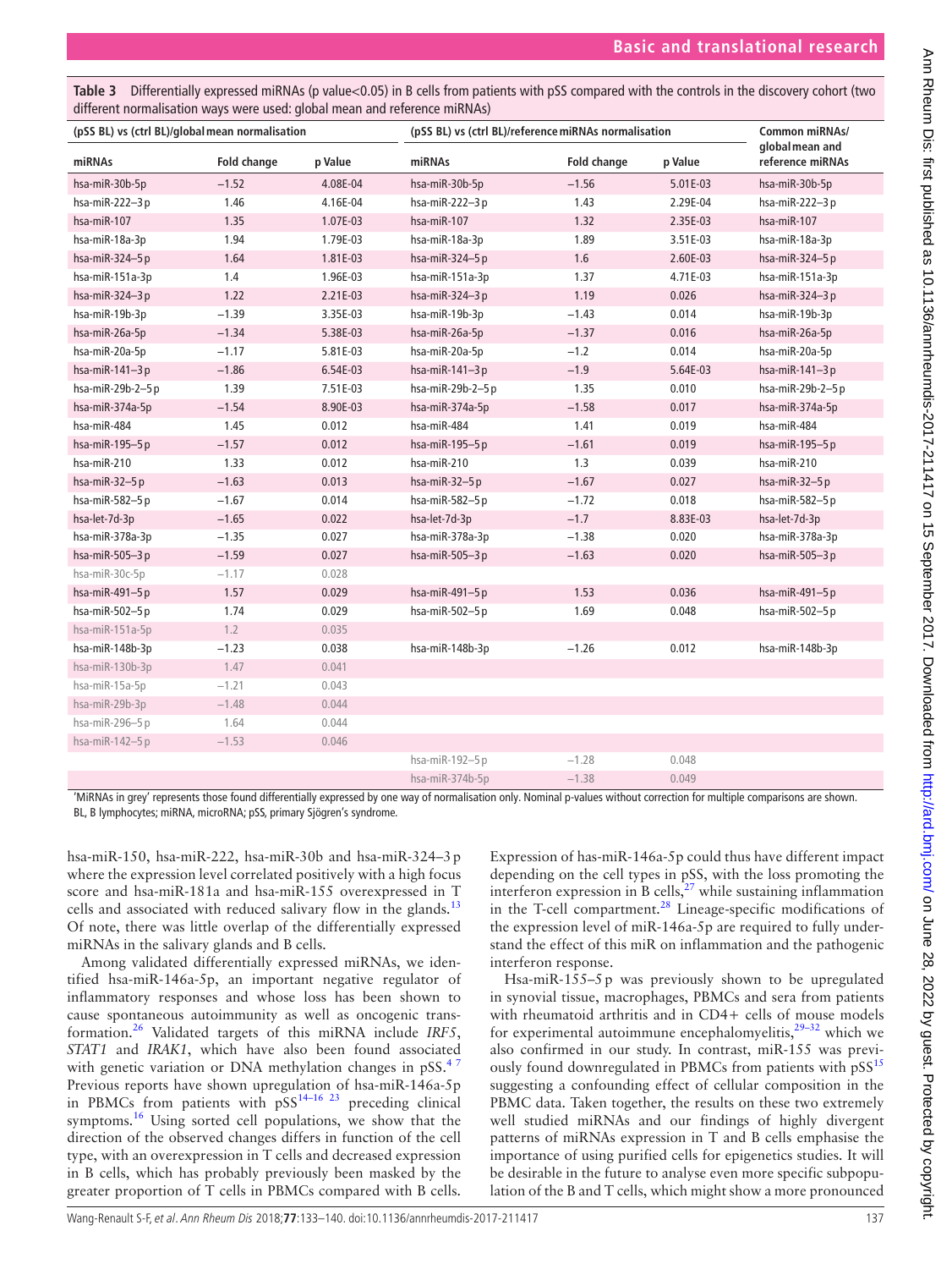**Table 3** Differentially expressed miRNAs (p value<0.05) in B cells from patients with pSS compared with the controls in the discovery cohort (two different normalisation ways were used: global mean and reference miRNAs)

| (pSS BL) vs (ctrl BL)/global mean normalisation | | | (pSS BL) vs (ctrl BL)/reference miRNAs normalisation | | | Common miRNAs/ global mean and reference miRNAs |
|---|---|---|---|---|---|---|
| miRNAs | Fold change | p Value | miRNAs | Fold change | p Value | |
| hsa-miR-30b-5p | −1.52 | 4.08E-04 | hsa-miR-30b-5p | −1.56 | 5.01E-03 | hsa-miR-30b-5p |
| hsa-miR-222–3 p | 1.46 | 4.16E-04 | hsa-miR-222–3 p | 1.43 | 2.29E-04 | hsa-miR-222–3 p |
| hsa-miR-107 | 1.35 | 1.07E-03 | hsa-miR-107 | 1.32 | 2.35E-03 | hsa-miR-107 |
| hsa-miR-18a-3p | 1.94 | 1.79E-03 | hsa-miR-18a-3p | 1.89 | 3.51E-03 | hsa-miR-18a-3p |
| hsa-miR-324–5 p | 1.64 | 1.81E-03 | hsa-miR-324–5 p | 1.6 | 2.60E-03 | hsa-miR-324–5 p |
| hsa-miR-151a-3p | 1.4 | 1.96E-03 | hsa-miR-151a-3p | 1.37 | 4.71E-03 | hsa-miR-151a-3p |
| hsa-miR-324–3 p | 1.22 | 2.21E-03 | hsa-miR-324–3 p | 1.19 | 0.026 | hsa-miR-324–3 p |
| hsa-miR-19b-3p | −1.39 | 3.35E-03 | hsa-miR-19b-3p | −1.43 | 0.014 | hsa-miR-19b-3p |
| hsa-miR-26a-5p | −1.34 | 5.38E-03 | hsa-miR-26a-5p | −1.37 | 0.016 | hsa-miR-26a-5p |
| hsa-miR-20a-5p | −1.17 | 5.81E-03 | hsa-miR-20a-5p | −1.2 | 0.014 | hsa-miR-20a-5p |
| hsa-miR-141–3 p | −1.86 | 6.54E-03 | hsa-miR-141–3 p | −1.9 | 5.64E-03 | hsa-miR-141–3 p |
| hsa-miR-29b-2–5 p | 1.39 | 7.51E-03 | hsa-miR-29b-2–5 p | 1.35 | 0.010 | hsa-miR-29b-2–5 p |
| hsa-miR-374a-5p | −1.54 | 8.90E-03 | hsa-miR-374a-5p | −1.58 | 0.017 | hsa-miR-374a-5p |
| hsa-miR-484 | 1.45 | 0.012 | hsa-miR-484 | 1.41 | 0.019 | hsa-miR-484 |
| hsa-miR-195–5 p | −1.57 | 0.012 | hsa-miR-195–5 p | −1.61 | 0.019 | hsa-miR-195–5 p |
| hsa-miR-210 | 1.33 | 0.012 | hsa-miR-210 | 1.3 | 0.039 | hsa-miR-210 |
| hsa-miR-32–5 p | −1.63 | 0.013 | hsa-miR-32–5 p | −1.67 | 0.027 | hsa-miR-32–5 p |
| hsa-miR-582–5 p | −1.67 | 0.014 | hsa-miR-582–5 p | −1.72 | 0.018 | hsa-miR-582–5 p |
| hsa-let-7d-3p | −1.65 | 0.022 | hsa-let-7d-3p | −1.7 | 8.83E-03 | hsa-let-7d-3p |
| hsa-miR-378a-3p | −1.35 | 0.027 | hsa-miR-378a-3p | −1.38 | 0.020 | hsa-miR-378a-3p |
| hsa-miR-505–3 p | −1.59 | 0.027 | hsa-miR-505–3 p | −1.63 | 0.020 | hsa-miR-505–3 p |
| hsa-miR-30c-5p | −1.17 | 0.028 | | | | |
| hsa-miR-491–5 p | 1.57 | 0.029 | hsa-miR-491–5 p | 1.53 | 0.036 | hsa-miR-491–5 p |
| hsa-miR-502–5 p | 1.74 | 0.029 | hsa-miR-502–5 p | 1.69 | 0.048 | hsa-miR-502–5 p |
| hsa-miR-151a-5p | 1.2 | 0.035 | | | | |
| hsa-miR-148b-3p | −1.23 | 0.038 | hsa-miR-148b-3p | −1.26 | 0.012 | hsa-miR-148b-3p |
| hsa-miR-130b-3p | 1.47 | 0.041 | | | | |
| hsa-miR-15a-5p | −1.21 | 0.043 | | | | |
| hsa-miR-29b-3p | −1.48 | 0.044 | | | | |
| hsa-miR-296–5 p | 1.64 | 0.044 | | | | |
| hsa-miR-142–5 p | −1.53 | 0.046 | | | | |
| | | | hsa-miR-192–5 p | −1.28 | 0.048 | |
| | | | hsa-miR-374b-5p | −1.38 | 0.049 | |

'MiRNAs in grey' represents those found differentially expressed by one way of normalisation only. Nominal p-values without correction for multiple comparisons are shown.
BL, B lymphocytes; miRNA, microRNA; pSS, primary Sjögren's syndrome.

hsa-miR-150, hsa-miR-222, hsa-miR-30b and hsa-miR-324–3 p where the expression level correlated positively with a high focus score and hsa-miR-181a and hsa-miR-155 overexpressed in T cells and associated with reduced salivary flow in the glands.[13] Of note, there was little overlap of the differentially expressed miRNAs in the salivary glands and B cells.

Among validated differentially expressed miRNAs, we identified hsa-miR-146a-5p, an important negative regulator of inflammatory responses and whose loss has been shown to cause spontaneous autoimmunity as well as oncogenic transformation.[26] Validated targets of this miRNA include *IRF5*, *STAT1* and *IRAK1*, which have also been found associated with genetic variation or DNA methylation changes in pSS.[4 7] Previous reports have shown upregulation of hsa-miR-146a-5p in PBMCs from patients with pSS[14–16 23] preceding clinical symptoms.[16] Using sorted cell populations, we show that the direction of the observed changes differs in function of the cell type, with an overexpression in T cells and decreased expression in B cells, which has probably previously been masked by the greater proportion of T cells in PBMCs compared with B cells. Expression of has-miR-146a-5p could thus have different impact depending on the cell types in pSS, with the loss promoting the interferon expression in B cells,[27] while sustaining inflammation in the T-cell compartment.[28] Lineage-specific modifications of the expression level of miR-146a-5p are required to fully understand the effect of this miR on inflammation and the pathogenic interferon response.

Hsa-miR-155–5 p was previously shown to be upregulated in synovial tissue, macrophages, PBMCs and sera from patients with rheumatoid arthritis and in CD4+ cells of mouse models for experimental autoimmune encephalomyelitis,[29–32] which we also confirmed in our study. In contrast, miR-155 was previously found downregulated in PBMCs from patients with pSS[15] suggesting a confounding effect of cellular composition in the PBMC data. Taken together, the results on these two extremely well studied miRNAs and our findings of highly divergent patterns of miRNAs expression in T and B cells emphasise the importance of using purified cells for epigenetics studies. It will be desirable in the future to analyse even more specific subpopulation of the B and T cells, which might show a more pronounced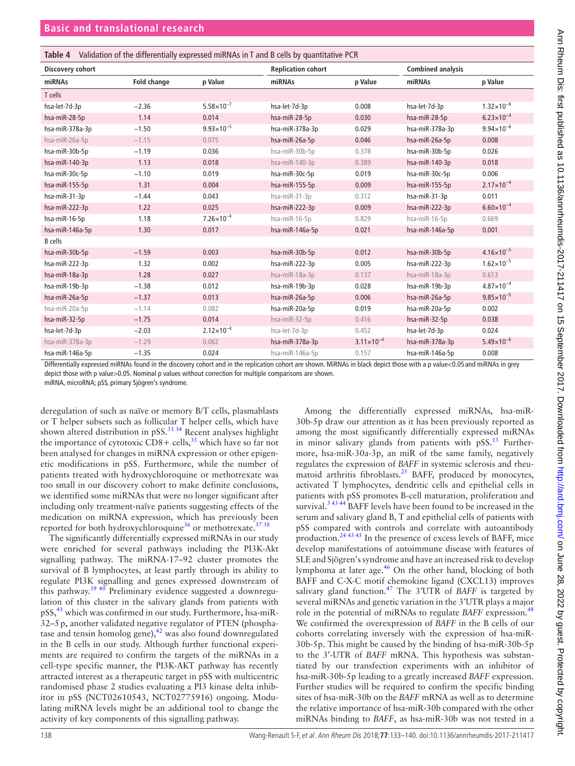**Table 4** Validation of the differentially expressed miRNAs in T and B cells by quantitative PCR

| Discovery cohort | | | Replication cohort | | Combined analysis | |
|---|---|---|---|---|---|---|
| miRNAs | Fold change | p Value | miRNAs | p Value | miRNAs | p Value |
| T cells | | | | | | |
| hsa-let-7d-3p | −2.36 | $5.58{\times}10^{-7}$ | hsa-let-7d-3p | 0.008 | hsa-let-7d-3p | $1.32{\times}10^{-8}$ |
| hsa-miR-28-5p | 1.14 | 0.014 | hsa-miR-28-5p | 0.030 | hsa-miR-28-5p | $6.23{\times}10^{-4}$ |
| hsa-miR-378a-3p | −1.50 | $9.93{\times}10^{-5}$ | hsa-miR-378a-3p | 0.029 | hsa-miR-378a-3p | $9.94{\times}10^{-6}$ |
| hsa-miR-26a-5p | −1.15 | 0.075 | hsa-miR-26a-5p | 0.046 | hsa-miR-26a-5p | 0.008 |
| hsa-miR-30b-5p | −1.19 | 0.036 | hsa-miR-30b-5p | 0.378 | hsa-miR-30b-5p | 0.026 |
| hsa-miR-140-3p | 1.13 | 0.018 | hsa-miR-140-3p | 0.389 | hsa-miR-140-3p | 0.018 |
| hsa-miR-30c-5p | −1.10 | 0.019 | hsa-miR-30c-5p | 0.019 | hsa-miR-30c-5p | 0.006 |
| hsa-miR-155-5p | 1.31 | 0.004 | hsa-miR-155-5p | 0.009 | hsa-miR-155-5p | $2.17{\times}10^{-4}$ |
| hsa-miR-31-3p | −1.44 | 0.043 | hsa-miR-31-3p | 0.312 | hsa-miR-31-3p | 0.011 |
| hsa-miR-222-3p | 1.22 | 0.025 | hsa-miR-222-3p | 0.009 | hsa-miR-222-3p | $6.60{\times}10^{-4}$ |
| hsa-miR-16-5p | 1.18 | $7.26{\times}10^{-4}$ | hsa-miR-16-5p | 0.829 | hsa-miR-16-5p | 0.669 |
| hsa-miR-146a-5p | 1.30 | 0.017 | hsa-miR-146a-5p | 0.021 | hsa-miR-146a-5p | 0.001 |
| B cells | | | | | | |
| hsa-miR-30b-5p | −1.59 | 0.003 | hsa-miR-30b-5p | 0.012 | hsa-miR-30b-5p | $4.16{\times}10^{-5}$ |
| hsa-miR-222-3p | 1.32 | 0.002 | hsa-miR-222-3p | 0.005 | hsa-miR-222-3p | $1.62{\times}10^{-5}$ |
| hsa-miR-18a-3p | 1.28 | 0.027 | hsa-miR-18a-3p | 0.137 | hsa-miR-18a-3p | 0.613 |
| hsa-miR-19b-3p | −1.38 | 0.012 | hsa-miR-19b-3p | 0.028 | hsa-miR-19b-3p | $4.87{\times}10^{-4}$ |
| hsa-miR-26a-5p | −1.37 | 0.013 | hsa-miR-26a-5p | 0.006 | hsa-miR-26a-5p | $9.85{\times}10^{-5}$ |
| hsa-miR-20a-5p | −1.14 | 0.082 | hsa-miR-20a-5p | 0.019 | hsa-miR-20a-5p | 0.002 |
| hsa-miR-32-5p | −1.75 | 0.014 | hsa-miR-32-5p | 0.416 | hsa-miR-32-5p | 0.038 |
| hsa-let-7d-3p | −2.03 | $2.12{\times}10^{-4}$ | hsa-let-7d-3p | 0.452 | hsa-let-7d-3p | 0.024 |
| hsa-miR-378a-3p | −1.29 | 0.062 | hsa-miR-378a-3p | $3.11{\times}10^{-4}$ | hsa-miR-378a-3p | $5.49{\times}10^{-6}$ |
| hsa-miR-146a-5p | −1.35 | 0.024 | hsa-miR-146a-5p | 0.157 | hsa-miR-146a-5p | 0.008 |

Differentially expressed miRNAs found in the discovery cohort and in the replication cohort are shown. MiRNAs in black depict those with a p value<0.05 and miRNAs in grey depict those with p value>0.05. Nominal p values without correction for multiple comparisons are shown.
miRNA, microRNA; pSS, primary Sjögren's syndrome.

deregulation of such as naïve or memory B/T cells, plasmablasts or T helper subsets such as follicular T helper cells, which have shown altered distribution in pSS.[33,34] Recent analyses highlight the importance of cytotoxic CD8+ cells,[35] which have so far not been analysed for changes in miRNA expression or other epigenetic modifications in pSS. Furthermore, while the number of patients treated with hydroxychloroquine or methotrexate was too small in our discovery cohort to make definite conclusions, we identified some miRNAs that were no longer significant after including only treatment-naïve patients suggesting effects of the medication on miRNA expression, which has previously been reported for both hydroxychloroquine[36] or methotrexate.[37,38]

The significantly differentially expressed miRNAs in our study were enriched for several pathways including the PI3K-Akt signalling pathway. The miRNA-17–92 cluster promotes the survival of B lymphocytes, at least partly through its ability to regulate PI3K signalling and genes expressed downstream of this pathway.[39,40] Preliminary evidence suggested a downregulation of this cluster in the salivary glands from patients with pSS,[41] which was confirmed in our study. Furthermore, hsa-miR-32–5 p, another validated negative regulator of PTEN (phosphatase and tensin homolog gene),[42] was also found downregulated in the B cells in our study. Although further functional experiments are required to confirm the targets of the miRNAs in a cell-type specific manner, the PI3K-AKT pathway has recently attracted interest as a therapeutic target in pSS with multicentric randomised phase 2 studies evaluating a PI3 kinase delta inhibitor in pSS (NCT02610543, NCT02775916) ongoing. Modulating miRNA levels might be an additional tool to change the activity of key components of this signalling pathway.

Among the differentially expressed miRNAs, hsa-miR-30b-5p draw our attention as it has been previously reported as among the most significantly differentially expressed miRNAs in minor salivary glands from patients with pSS.[13] Furthermore, hsa-miR-30a-3p, an miR of the same family, negatively regulates the expression of *BAFF* in systemic sclerosis and rheumatoid arthritis fibroblasts.[25] BAFF, produced by monocytes, activated T lymphocytes, dendritic cells and epithelial cells in patients with pSS promotes B-cell maturation, proliferation and survival.[3,43,44] BAFF levels have been found to be increased in the serum and salivary gland B, T and epithelial cells of patients with pSS compared with controls and correlate with autoantibody production.[24,43,45] In the presence of excess levels of BAFF, mice develop manifestations of autoimmune disease with features of SLE and Sjögren's syndrome and have an increased risk to develop lymphoma at later age.[46] On the other hand, blocking of both BAFF and C-X-C motif chemokine ligand (CXCL13) improves salivary gland function.[47] The 3′UTR of *BAFF* is targeted by several miRNAs and genetic variation in the 3′UTR plays a major role in the potential of miRNAs to regulate *BAFF* expression.[48] We confirmed the overexpression of *BAFF* in the B cells of our cohorts correlating inversely with the expression of hsa-miR-30b-5p. This might be caused by the binding of hsa-miR-30b-5p to the 3′-UTR of *BAFF* mRNA. This hypothesis was substantiated by our transfection experiments with an inhibitor of hsa-miR-30b-5p leading to a greatly increased *BAFF* expression. Further studies will be required to confirm the specific binding sites of hsa-miR-30b on the *BAFF* mRNA as well as to determine the relative importance of hsa-miR-30b compared with the other miRNAs binding to *BAFF*, as hsa-miR-30b was not tested in a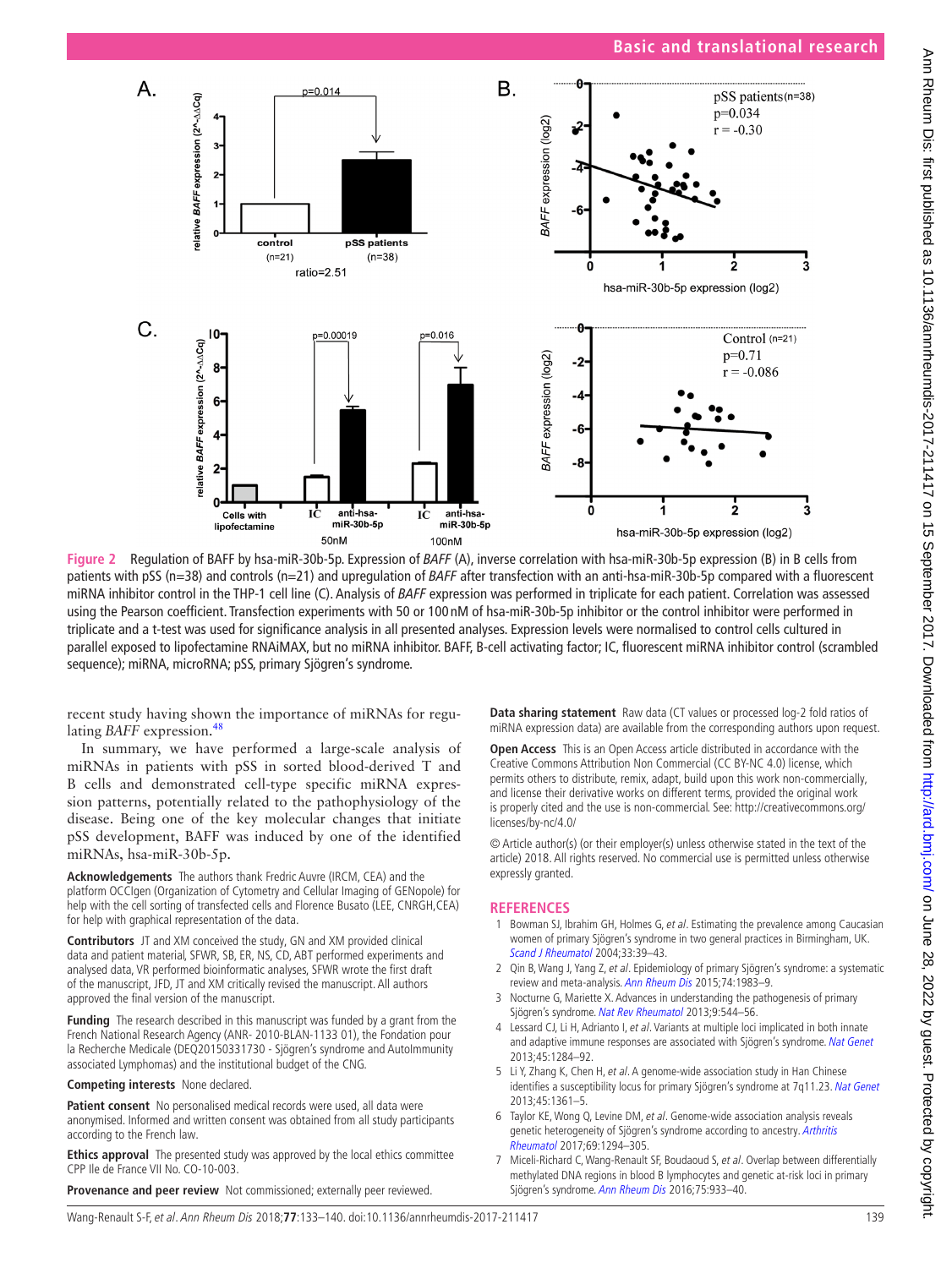A.

relative BAFF expression (2^-ΔΔCq)

p=0.014

control (n=21)

pSS patients (n=38)

ratio=2.51

B.

BAFF expression (log2)

pSS patients (n=38)
p=0.034
r = -0.30

hsa-miR-30b-5p expression (log2)

C.

relative BAFF expression (2^-ΔΔCq)

p=0.00019

p=0.016

Cells with lipofectamine

IC

anti-hsa-miR-30b-5p

IC

anti-hsa-miR-30b-5p

50nM

100nM

BAFF expression (log2)

Control (n=21)
p=0.71
r = -0.086

hsa-miR-30b-5p expression (log2)

**Figure 2** Regulation of BAFF by hsa-miR-30b-5p. Expression of *BAFF* (A), inverse correlation with hsa-miR-30b-5p expression (B) in B cells from patients with pSS (n=38) and controls (n=21) and upregulation of *BAFF* after transfection with an anti-hsa-miR-30b-5p compared with a fluorescent miRNA inhibitor control in the THP-1 cell line (C). Analysis of *BAFF* expression was performed in triplicate for each patient. Correlation was assessed using the Pearson coefficient. Transfection experiments with 50 or 100 nM of hsa-miR-30b-5p inhibitor or the control inhibitor were performed in triplicate and a t-test was used for significance analysis in all presented analyses. Expression levels were normalised to control cells cultured in parallel exposed to lipofectamine RNAiMAX, but no miRNA inhibitor. BAFF, B-cell activating factor; IC, fluorescent miRNA inhibitor control (scrambled sequence); miRNA, microRNA; pSS, primary Sjögren's syndrome.

recent study having shown the importance of miRNAs for regulating *BAFF* expression.[48]

In summary, we have performed a large-scale analysis of miRNAs in patients with pSS in sorted blood-derived T and B cells and demonstrated cell-type specific miRNA expression patterns, potentially related to the pathophysiology of the disease. Being one of the key molecular changes that initiate pSS development, BAFF was induced by one of the identified miRNAs, hsa-miR-30b-5p.

**Acknowledgements** The authors thank Fredric Auvre (IRCM, CEA) and the platform OCCIgen (Organization of Cytometry and Cellular Imaging of GENopole) for help with the cell sorting of transfected cells and Florence Busato (LEE, CNRGH,CEA) for help with graphical representation of the data.

**Contributors** JT and XM conceived the study, GN and XM provided clinical data and patient material, SFWR, SB, ER, NS, CD, ABT performed experiments and analysed data, VR performed bioinformatic analyses, SFWR wrote the first draft of the manuscript, JFD, JT and XM critically revised the manuscript. All authors approved the final version of the manuscript.

**Funding** The research described in this manuscript was funded by a grant from the French National Research Agency (ANR- 2010-BLAN-1133 01), the Fondation pour la Recherche Medicale (DEQ20150331730 - Sjögren's syndrome and AutoImmunity associated Lymphomas) and the institutional budget of the CNG.

**Competing interests** None declared.

**Patient consent** No personalised medical records were used, all data were anonymised. Informed and written consent was obtained from all study participants according to the French law.

**Ethics approval** The presented study was approved by the local ethics committee CPP Ile de France VII No. CO-10-003.

**Provenance and peer review** Not commissioned; externally peer reviewed.

**Data sharing statement** Raw data (CT values or processed log-2 fold ratios of miRNA expression data) are available from the corresponding authors upon request.

**Open Access** This is an Open Access article distributed in accordance with the Creative Commons Attribution Non Commercial (CC BY-NC 4.0) license, which permits others to distribute, remix, adapt, build upon this work non-commercially, and license their derivative works on different terms, provided the original work is properly cited and the use is non-commercial. See: http://creativecommons.org/licenses/by-nc/4.0/

© Article author(s) (or their employer(s) unless otherwise stated in the text of the article) 2018. All rights reserved. No commercial use is permitted unless otherwise expressly granted.

## REFERENCES

1. Bowman SJ, Ibrahim GH, Holmes G, *et al*. Estimating the prevalence among Caucasian women of primary Sjögren's syndrome in two general practices in Birmingham, UK. *Scand J Rheumatol* 2004;33:39–43.
2. Qin B, Wang J, Yang Z, *et al*. Epidemiology of primary Sjögren's syndrome: a systematic review and meta-analysis. *Ann Rheum Dis* 2015;74:1983–9.
3. Nocturne G, Mariette X. Advances in understanding the pathogenesis of primary Sjögren's syndrome. *Nat Rev Rheumatol* 2013;9:544–56.
4. Lessard CJ, Li H, Adrianto I, *et al*. Variants at multiple loci implicated in both innate and adaptive immune responses are associated with Sjögren's syndrome. *Nat Genet* 2013;45:1284–92.
5. Li Y, Zhang K, Chen H, *et al*. A genome-wide association study in Han Chinese identifies a susceptibility locus for primary Sjögren's syndrome at 7q11.23. *Nat Genet* 2013;45:1361–5.
6. Taylor KE, Wong Q, Levine DM, *et al*. Genome-wide association analysis reveals genetic heterogeneity of Sjögren's syndrome according to ancestry. *Arthritis Rheumatol* 2017;69:1294–305.
7. Miceli-Richard C, Wang-Renault SF, Boudaoud S, *et al*. Overlap between differentially methylated DNA regions in blood B lymphocytes and genetic at-risk loci in primary Sjögren's syndrome. *Ann Rheum Dis* 2016;75:933–40.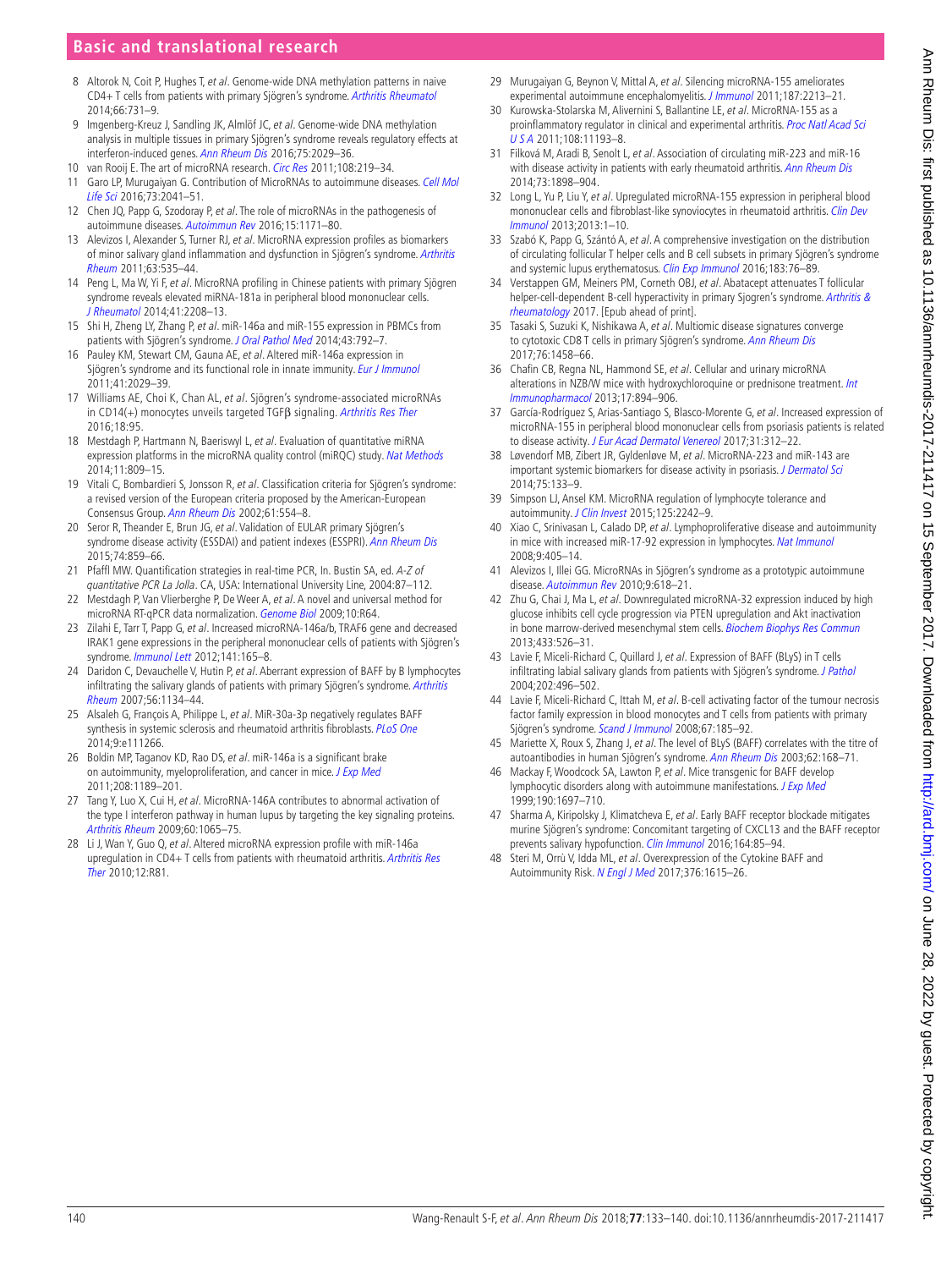8 Altorok N, Coit P, Hughes T, *et al*. Genome-wide DNA methylation patterns in naive CD4+ T cells from patients with primary Sjögren's syndrome. *Arthritis Rheumatol* 2014;66:731–9.
9 Imgenberg-Kreuz J, Sandling JK, Almlöf JC, *et al*. Genome-wide DNA methylation analysis in multiple tissues in primary Sjögren's syndrome reveals regulatory effects at interferon-induced genes. *Ann Rheum Dis* 2016;75:2029–36.
10 van Rooij E. The art of microRNA research. *Circ Res* 2011;108:219–34.
11 Garo LP, Murugaiyan G. Contribution of MicroRNAs to autoimmune diseases. *Cell Mol Life Sci* 2016;73:2041–51.
12 Chen JQ, Papp G, Szodoray P, *et al*. The role of microRNAs in the pathogenesis of autoimmune diseases. *Autoimmun Rev* 2016;15:1171–80.
13 Alevizos I, Alexander S, Turner RJ, *et al*. MicroRNA expression profiles as biomarkers of minor salivary gland inflammation and dysfunction in Sjögren's syndrome. *Arthritis Rheum* 2011;63:535–44.
14 Peng L, Ma W, Yi F, *et al*. MicroRNA profiling in Chinese patients with primary Sjögren syndrome reveals elevated miRNA-181a in peripheral blood mononuclear cells. *J Rheumatol* 2014;41:2208–13.
15 Shi H, Zheng LY, Zhang P, *et al*. miR-146a and miR-155 expression in PBMCs from patients with Sjögren's syndrome. *J Oral Pathol Med* 2014;43:792–7.
16 Pauley KM, Stewart CM, Gauna AE, *et al*. Altered miR-146a expression in Sjögren's syndrome and its functional role in innate immunity. *Eur J Immunol* 2011;41:2029–39.
17 Williams AE, Choi K, Chan AL, *et al*. Sjögren's syndrome-associated microRNAs in CD14(+) monocytes unveils targeted TGFβ signaling. *Arthritis Res Ther* 2016;18:95.
18 Mestdagh P, Hartmann N, Baeriswyl L, *et al*. Evaluation of quantitative miRNA expression platforms in the microRNA quality control (miRQC) study. *Nat Methods* 2014;11:809–15.
19 Vitali C, Bombardieri S, Jonsson R, *et al*. Classification criteria for Sjögren's syndrome: a revised version of the European criteria proposed by the American-European Consensus Group. *Ann Rheum Dis* 2002;61:554–8.
20 Seror R, Theander E, Brun JG, *et al*. Validation of EULAR primary Sjögren's syndrome disease activity (ESSDAI) and patient indexes (ESSPRI). *Ann Rheum Dis* 2015;74:859–66.
21 Pfaffl MW. Quantification strategies in real-time PCR, In. Bustin SA, ed. *A-Z of quantitative PCR La Jolla*. CA, USA: International University Line, 2004:87–112.
22 Mestdagh P, Van Vlierberghe P, De Weer A, *et al*. A novel and universal method for microRNA RT-qPCR data normalization. *Genome Biol* 2009;10:R64.
23 Zilahi E, Tarr T, Papp G, *et al*. Increased microRNA-146a/b, TRAF6 gene and decreased IRAK1 gene expressions in the peripheral mononuclear cells of patients with Sjögren's syndrome. *Immunol Lett* 2012;141:165–8.
24 Daridon C, Devauchelle V, Hutin P, *et al*. Aberrant expression of BAFF by B lymphocytes infiltrating the salivary glands of patients with primary Sjögren's syndrome. *Arthritis Rheum* 2007;56:1134–44.
25 Alsaleh G, François A, Philippe L, *et al*. MiR-30a-3p negatively regulates BAFF synthesis in systemic sclerosis and rheumatoid arthritis fibroblasts. *PLoS One* 2014;9:e111266.
26 Boldin MP, Taganov KD, Rao DS, *et al*. miR-146a is a significant brake on autoimmunity, myeloproliferation, and cancer in mice. *J Exp Med* 2011;208:1189–201.
27 Tang Y, Luo X, Cui H, *et al*. MicroRNA-146A contributes to abnormal activation of the type I interferon pathway in human lupus by targeting the key signaling proteins. *Arthritis Rheum* 2009;60:1065–75.
28 Li J, Wan Y, Guo Q, *et al*. Altered microRNA expression profile with miR-146a upregulation in CD4+ T cells from patients with rheumatoid arthritis. *Arthritis Res Ther* 2010;12:R81.
29 Murugaiyan G, Beynon V, Mittal A, *et al*. Silencing microRNA-155 ameliorates experimental autoimmune encephalomyelitis. *J Immunol* 2011;187:2213–21.
30 Kurowska-Stolarska M, Alivernini S, Ballantine LE, *et al*. MicroRNA-155 as a proinflammatory regulator in clinical and experimental arthritis. *Proc Natl Acad Sci U S A* 2011;108:11193–8.
31 Filková M, Aradi B, Senolt L, *et al*. Association of circulating miR-223 and miR-16 with disease activity in patients with early rheumatoid arthritis. *Ann Rheum Dis* 2014;73:1898–904.
32 Long L, Yu P, Liu Y, *et al*. Upregulated microRNA-155 expression in peripheral blood mononuclear cells and fibroblast-like synoviocytes in rheumatoid arthritis. *Clin Dev Immunol* 2013;2013:1–10.
33 Szabó K, Papp G, Szántó A, *et al*. A comprehensive investigation on the distribution of circulating follicular T helper cells and B cell subsets in primary Sjögren's syndrome and systemic lupus erythematosus. *Clin Exp Immunol* 2016;183:76–89.
34 Verstappen GM, Meiners PM, Corneth OBJ, *et al*. Abatacept attenuates T follicular helper-cell-dependent B-cell hyperactivity in primary Sjogren's syndrome. *Arthritis & rheumatology* 2017. [Epub ahead of print].
35 Tasaki S, Suzuki K, Nishikawa A, *et al*. Multiomic disease signatures converge to cytotoxic CD8 T cells in primary Sjögren's syndrome. *Ann Rheum Dis* 2017;76:1458–66.
36 Chafin CB, Regna NL, Hammond SE, *et al*. Cellular and urinary microRNA alterations in NZB/W mice with hydroxychloroquine or prednisone treatment. *Int Immunopharmacol* 2013;17:894–906.
37 García-Rodríguez S, Arias-Santiago S, Blasco-Morente G, *et al*. Increased expression of microRNA-155 in peripheral blood mononuclear cells from psoriasis patients is related to disease activity. *J Eur Acad Dermatol Venereol* 2017;31:312–22.
38 Løvendorf MB, Zibert JR, Gyldenløve M, *et al*. MicroRNA-223 and miR-143 are important systemic biomarkers for disease activity in psoriasis. *J Dermatol Sci* 2014;75:133–9.
39 Simpson LJ, Ansel KM. MicroRNA regulation of lymphocyte tolerance and autoimmunity. *J Clin Invest* 2015;125:2242–9.
40 Xiao C, Srinivasan L, Calado DP, *et al*. Lymphoproliferative disease and autoimmunity in mice with increased miR-17-92 expression in lymphocytes. *Nat Immunol* 2008;9:405–14.
41 Alevizos I, Illei GG. MicroRNAs in Sjögren's syndrome as a prototypic autoimmune disease. *Autoimmun Rev* 2010;9:618–21.
42 Zhu G, Chai J, Ma L, *et al*. Downregulated microRNA-32 expression induced by high glucose inhibits cell cycle progression via PTEN upregulation and Akt inactivation in bone marrow-derived mesenchymal stem cells. *Biochem Biophys Res Commun* 2013;433:526–31.
43 Lavie F, Miceli-Richard C, Quillard J, *et al*. Expression of BAFF (BLyS) in T cells infiltrating labial salivary glands from patients with Sjögren's syndrome. *J Pathol* 2004;202:496–502.
44 Lavie F, Miceli-Richard C, Ittah M, *et al*. B-cell activating factor of the tumour necrosis factor family expression in blood monocytes and T cells from patients with primary Sjögren's syndrome. *Scand J Immunol* 2008;67:185–92.
45 Mariette X, Roux S, Zhang J, *et al*. The level of BLyS (BAFF) correlates with the titre of autoantibodies in human Sjögren's syndrome. *Ann Rheum Dis* 2003;62:168–71.
46 Mackay F, Woodcock SA, Lawton P, *et al*. Mice transgenic for BAFF develop lymphocytic disorders along with autoimmune manifestations. *J Exp Med* 1999;190:1697–710.
47 Sharma A, Kiripolsky J, Klimatcheva E, *et al*. Early BAFF receptor blockade mitigates murine Sjögren's syndrome: Concomitant targeting of CXCL13 and the BAFF receptor prevents salivary hypofunction. *Clin Immunol* 2016;164:85–94.
48 Steri M, Orrù V, Idda ML, *et al*. Overexpression of the Cytokine BAFF and Autoimmunity Risk. *N Engl J Med* 2017;376:1615–26.